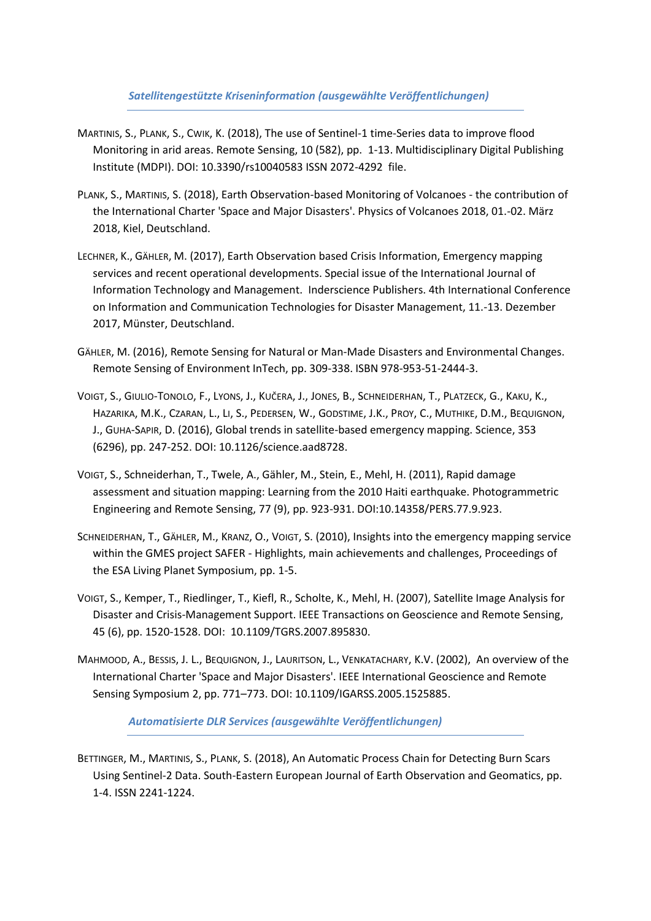### *Satellitengestützte Kriseninformation (ausgewählte Veröffentlichungen)*

MARTINIS, S., PLANK, S., CWIK, K. (2018), The use of Sentinel-1 time-Series data to improve flood Monitoring in arid areas. Remote Sensing, 10 (582), pp. 1-13. Multidisciplinary Digital Publishing Institute (MDPI). DOI: 10.3390/rs10040583 ISSN 2072-4292 file.

PLANK, S., MARTINIS, S. (2018), Earth Observation-based Monitoring of Volcanoes - the contribution of the International Charter 'Space and Major Disasters'. Physics of Volcanoes 2018, 01.-02. März 2018, Kiel, Deutschland.

LECHNER, K., GÄHLER, M. (2017), Earth Observation based Crisis Information, Emergency mapping services and recent operational developments. Special issue of the International Journal of Information Technology and Management. Inderscience Publishers. 4th International Conference on Information and Communication Technologies for Disaster Management, 11.-13. Dezember 2017, Münster, Deutschland.

GÄHLER, M. (2016), Remote Sensing for Natural or Man-Made Disasters and Environmental Changes. Remote Sensing of Environment InTech, pp. 309-338. ISBN 978-953-51-2444-3.

VOIGT, S., GIULIO-TONOLO, F., LYONS, J., KUČERA, J., JONES, B., SCHNEIDERHAN, T., PLATZECK, G., KAKU, K., HAZARIKA, M.K., CZARAN, L., LI, S., PEDERSEN, W., GODSTIME, J.K., PROY, C., MUTHIKE, D.M., BEQUIGNON, J., GUHA-SAPIR, D. (2016), Global trends in satellite-based emergency mapping. Science, 353 (6296), pp. 247-252. DOI: 10.1126/science.aad8728.

VOIGT, S., Schneiderhan, T., Twele, A., Gähler, M., Stein, E., Mehl, H. (2011), Rapid damage assessment and situation mapping: Learning from the 2010 Haiti earthquake. Photogrammetric Engineering and Remote Sensing, 77 (9), pp. 923-931. DOI:10.14358/PERS.77.9.923.

SCHNEIDERHAN, T., GÄHLER, M., KRANZ, O., VOIGT, S. (2010), Insights into the emergency mapping service within the GMES project SAFER - Highlights, main achievements and challenges, Proceedings of the ESA Living Planet Symposium, pp. 1-5.

VOIGT, S., Kemper, T., Riedlinger, T., Kiefl, R., Scholte, K., Mehl, H. (2007), Satellite Image Analysis for Disaster and Crisis-Management Support. IEEE Transactions on Geoscience and Remote Sensing, 45 (6), pp. 1520-1528. DOI: 10.1109/TGRS.2007.895830.

MAHMOOD, A., BESSIS, J. L., BEQUIGNON, J., LAURITSON, L., VENKATACHARY, K.V. (2002), An overview of the International Charter 'Space and Major Disasters'. IEEE International Geoscience and Remote Sensing Symposium 2, pp. 771–773. DOI: 10.1109/IGARSS.2005.1525885.

### *Automatisierte DLR Services (ausgewählte Veröffentlichungen)*

BETTINGER, M., MARTINIS, S., PLANK, S. (2018), An Automatic Process Chain for Detecting Burn Scars Using Sentinel-2 Data. South-Eastern European Journal of Earth Observation and Geomatics, pp. 1-4. ISSN 2241-1224.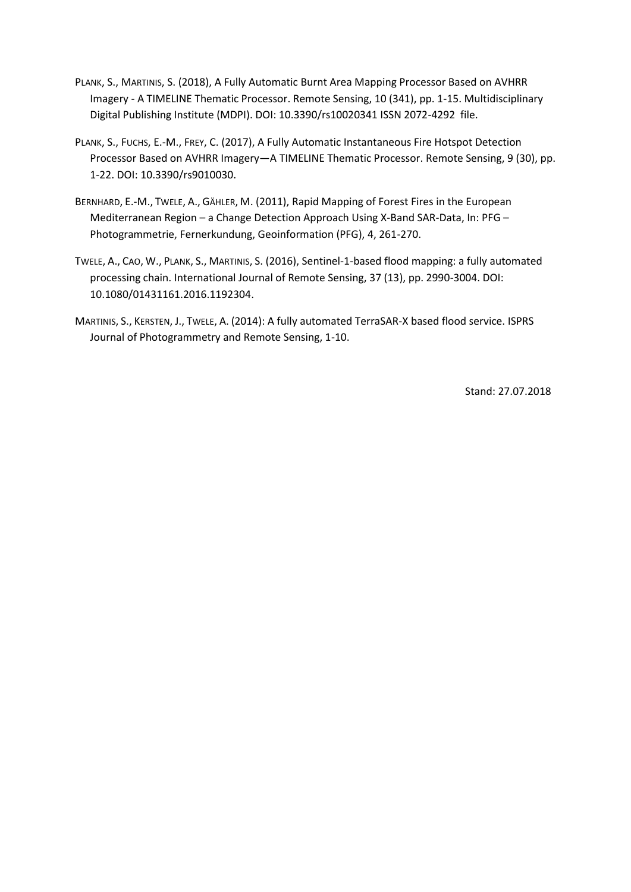PLANK, S., MARTINIS, S. (2018), A Fully Automatic Burnt Area Mapping Processor Based on AVHRR Imagery - A TIMELINE Thematic Processor. Remote Sensing, 10 (341), pp. 1-15. Multidisciplinary Digital Publishing Institute (MDPI). DOI: 10.3390/rs10020341 ISSN 2072-4292 file.

PLANK, S., FUCHS, E.-M., FREY, C. (2017), A Fully Automatic Instantaneous Fire Hotspot Detection Processor Based on AVHRR Imagery—A TIMELINE Thematic Processor. Remote Sensing, 9 (30), pp. 1-22. DOI: 10.3390/rs9010030.

BERNHARD, E.-M., TWELE, A., GÄHLER, M. (2011), Rapid Mapping of Forest Fires in the European Mediterranean Region – a Change Detection Approach Using X-Band SAR-Data, In: PFG – Photogrammetrie, Fernerkundung, Geoinformation (PFG), 4, 261-270.

TWELE, A., CAO, W., PLANK, S., MARTINIS, S. (2016), Sentinel-1-based flood mapping: a fully automated processing chain. International Journal of Remote Sensing, 37 (13), pp. 2990-3004. DOI: 10.1080/01431161.2016.1192304.

MARTINIS, S., KERSTEN, J., TWELE, A. (2014): A fully automated TerraSAR-X based flood service. ISPRS Journal of Photogrammetry and Remote Sensing, 1-10.

Stand: 27.07.2018